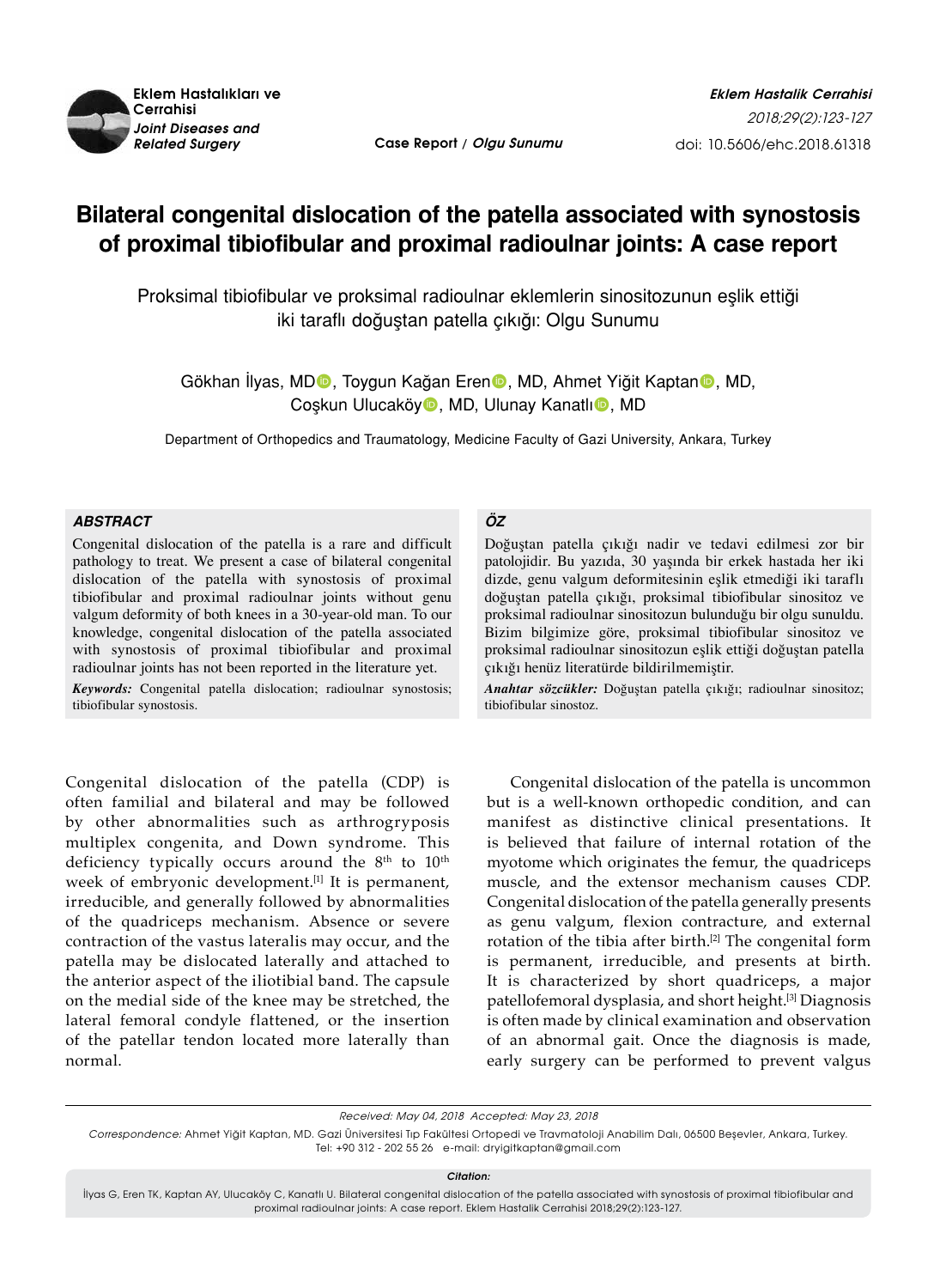Case Report / *Olgu Sunumu*

# Bilateral congenital dislocation of the patella associated with synostosis of proximal tibiofibular and proximal radioulnar joints: A case report

Proksimal tibiofibular ve proksimal radioulnar eklemlerin sinositozunun eşlik ettiği iki taraflı doğuştan patella çıkığı: Olgu Sunumu

Gökhan İlyas, MD, Toygun Kağan Eren, MD, Ahmet Yiğit Kaptan, MD, Coşkun Ulucaköy, MD, Ulunay Kanatlı, MD

Department of Orthopedics and Traumatology, Medicine Faculty of Gazi University, Ankara, Turkey

### ABSTRACT

Congenital dislocation of the patella is a rare and difficult pathology to treat. We present a case of bilateral congenital dislocation of the patella with synostosis of proximal tibiofibular and proximal radioulnar joints without genu valgum deformity of both knees in a 30-year-old man. To our knowledge, congenital dislocation of the patella associated with synostosis of proximal tibiofibular and proximal radioulnar joints has not been reported in the literature yet.

***Keywords:*** Congenital patella dislocation; radioulnar synostosis; tibiofibular synostosis.

### ÖZ

Doğuştan patella çıkığı nadir ve tedavi edilmesi zor bir patolojidir. Bu yazıda, 30 yaşında bir erkek hastada her iki dizde, genu valgum deformitesinin eşlik etmediği iki taraflı doğuştan patella çıkığı, proksimal tibiofibular sinositoz ve proksimal radioulnar sinositozun bulunduğu bir olgu sunuldu. Bizim bilgimize göre, proksimal tibiofibular sinositoz ve proksimal radioulnar sinositozun eşlik ettiği doğuştan patella çıkığı henüz literatürde bildirilmemiştir.

***Anahtar sözcükler:*** Doğuştan patella çıkığı; radioulnar sinositoz; tibiofibular sinostoz.

Congenital dislocation of the patella (CDP) is often familial and bilateral and may be followed by other abnormalities such as arthrogryposis multiplex congenita, and Down syndrome. This deficiency typically occurs around the 8th to 10th week of embryonic development.[1] It is permanent, irreducible, and generally followed by abnormalities of the quadriceps mechanism. Absence or severe contraction of the vastus lateralis may occur, and the patella may be dislocated laterally and attached to the anterior aspect of the iliotibial band. The capsule on the medial side of the knee may be stretched, the lateral femoral condyle flattened, or the insertion of the patellar tendon located more laterally than normal.

Congenital dislocation of the patella is uncommon but is a well-known orthopedic condition, and can manifest as distinctive clinical presentations. It is believed that failure of internal rotation of the myotome which originates the femur, the quadriceps muscle, and the extensor mechanism causes CDP. Congenital dislocation of the patella generally presents as genu valgum, flexion contracture, and external rotation of the tibia after birth.[2] The congenital form is permanent, irreducible, and presents at birth. It is characterized by short quadriceps, a major patellofemoral dysplasia, and short height.[3] Diagnosis is often made by clinical examination and observation of an abnormal gait. Once the diagnosis is made, early surgery can be performed to prevent valgus

*Received: May 04, 2018 Accepted: May 23, 2018*

*Correspondence:* Ahmet Yiğit Kaptan, MD. Gazi Üniversitesi Tıp Fakültesi Ortopedi ve Travmatoloji Anabilim Dalı, 06500 Beşevler, Ankara, Turkey.
Tel: +90 312 - 202 55 26 e-mail: dryigitkaptan@gmail.com

***Citation:***

İlyas G, Eren TK, Kaptan AY, Ulucaköy C, Kanatlı U. Bilateral congenital dislocation of the patella associated with synostosis of proximal tibiofibular and proximal radioulnar joints: A case report. Eklem Hastalik Cerrahisi 2018;29(2):123-127.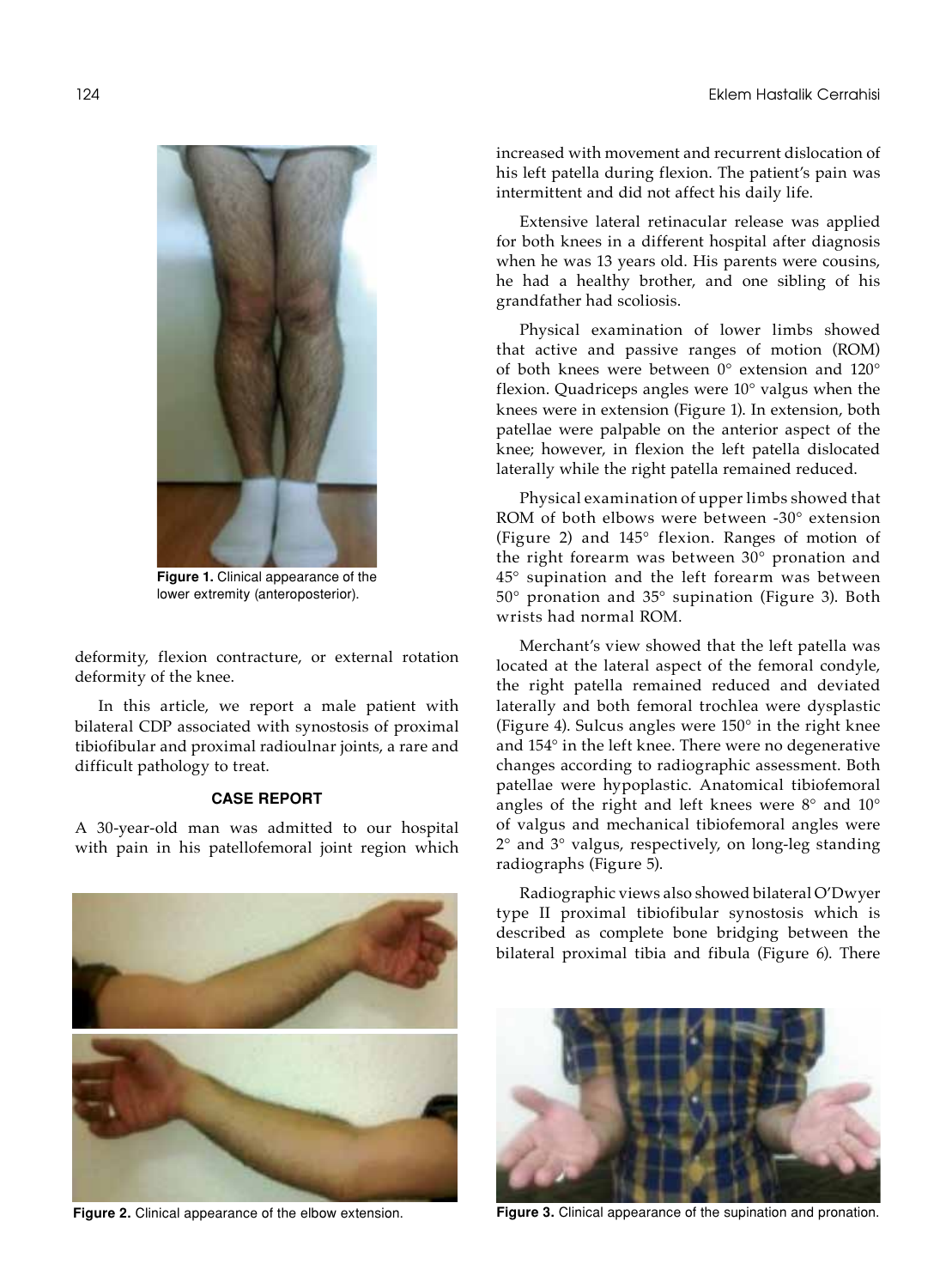Figure 1. Clinical appearance of the lower extremity (anteroposterior).

deformity, flexion contracture, or external rotation deformity of the knee.

In this article, we report a male patient with bilateral CDP associated with synostosis of proximal tibiofibular and proximal radioulnar joints, a rare and difficult pathology to treat.

## CASE REPORT

A 30-year-old man was admitted to our hospital with pain in his patellofemoral joint region which increased with movement and recurrent dislocation of his left patella during flexion. The patient's pain was intermittent and did not affect his daily life.

Extensive lateral retinacular release was applied for both knees in a different hospital after diagnosis when he was 13 years old. His parents were cousins, he had a healthy brother, and one sibling of his grandfather had scoliosis.

Physical examination of lower limbs showed that active and passive ranges of motion (ROM) of both knees were between 0° extension and 120° flexion. Quadriceps angles were 10° valgus when the knees were in extension (Figure 1). In extension, both patellae were palpable on the anterior aspect of the knee; however, in flexion the left patella dislocated laterally while the right patella remained reduced.

Physical examination of upper limbs showed that ROM of both elbows were between -30° extension (Figure 2) and 145° flexion. Ranges of motion of the right forearm was between 30° pronation and 45° supination and the left forearm was between 50° pronation and 35° supination (Figure 3). Both wrists had normal ROM.

Merchant's view showed that the left patella was located at the lateral aspect of the femoral condyle, the right patella remained reduced and deviated laterally and both femoral trochlea were dysplastic (Figure 4). Sulcus angles were 150° in the right knee and 154° in the left knee. There were no degenerative changes according to radiographic assessment. Both patellae were hypoplastic. Anatomical tibiofemoral angles of the right and left knees were 8° and 10° of valgus and mechanical tibiofemoral angles were 2° and 3° valgus, respectively, on long-leg standing radiographs (Figure 5).

Radiographic views also showed bilateral O'Dwyer type II proximal tibiofibular synostosis which is described as complete bone bridging between the bilateral proximal tibia and fibula (Figure 6). There

Figure 2. Clinical appearance of the elbow extension.

Figure 3. Clinical appearance of the supination and pronation.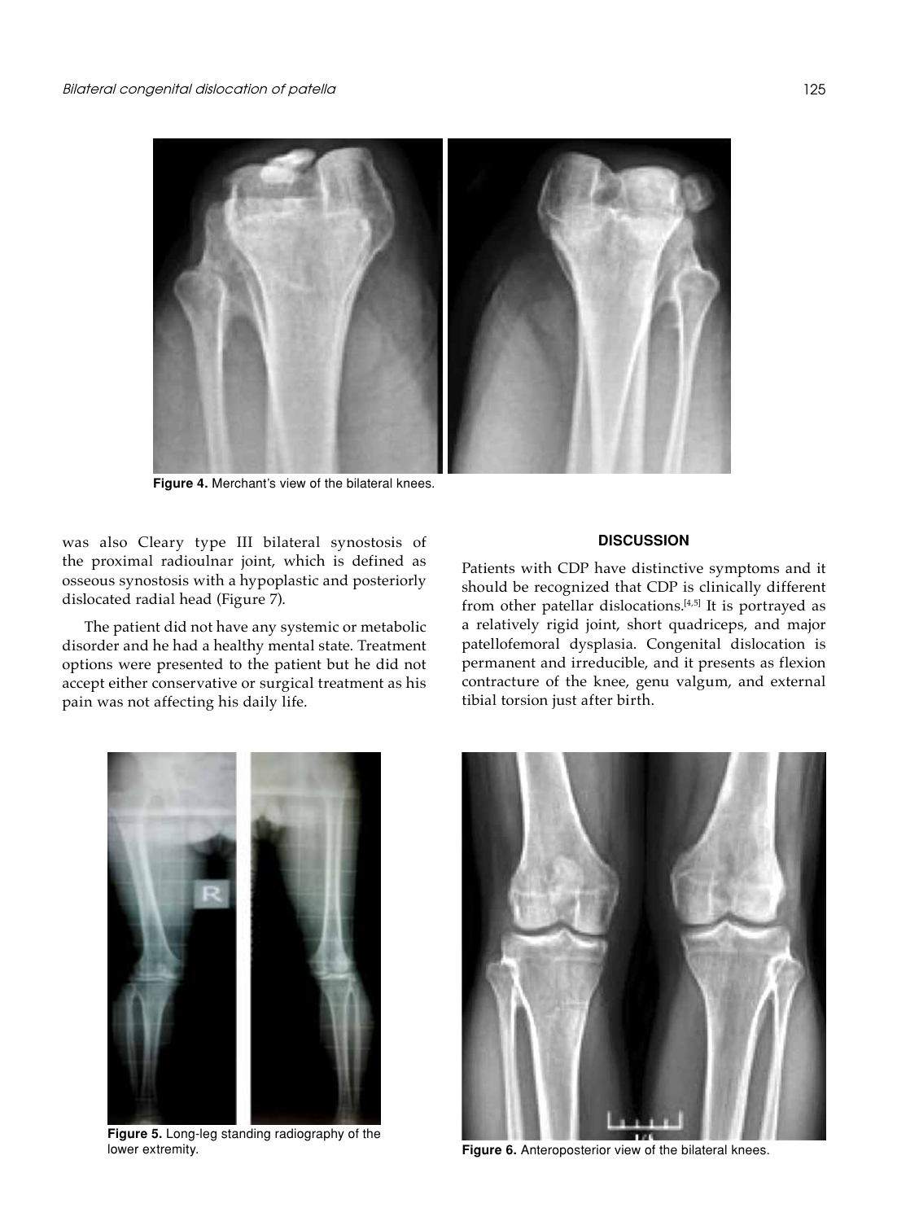Figure 4. Merchant's view of the bilateral knees.

was also Cleary type III bilateral synostosis of the proximal radioulnar joint, which is defined as osseous synostosis with a hypoplastic and posteriorly dislocated radial head (Figure 7).

The patient did not have any systemic or metabolic disorder and he had a healthy mental state. Treatment options were presented to the patient but he did not accept either conservative or surgical treatment as his pain was not affecting his daily life.

## DISCUSSION

Patients with CDP have distinctive symptoms and it should be recognized that CDP is clinically different from other patellar dislocations.[4,5] It is portrayed as a relatively rigid joint, short quadriceps, and major patellofemoral dysplasia. Congenital dislocation is permanent and irreducible, and it presents as flexion contracture of the knee, genu valgum, and external tibial torsion just after birth.

Figure 5. Long-leg standing radiography of the lower extremity.

Figure 6. Anteroposterior view of the bilateral knees.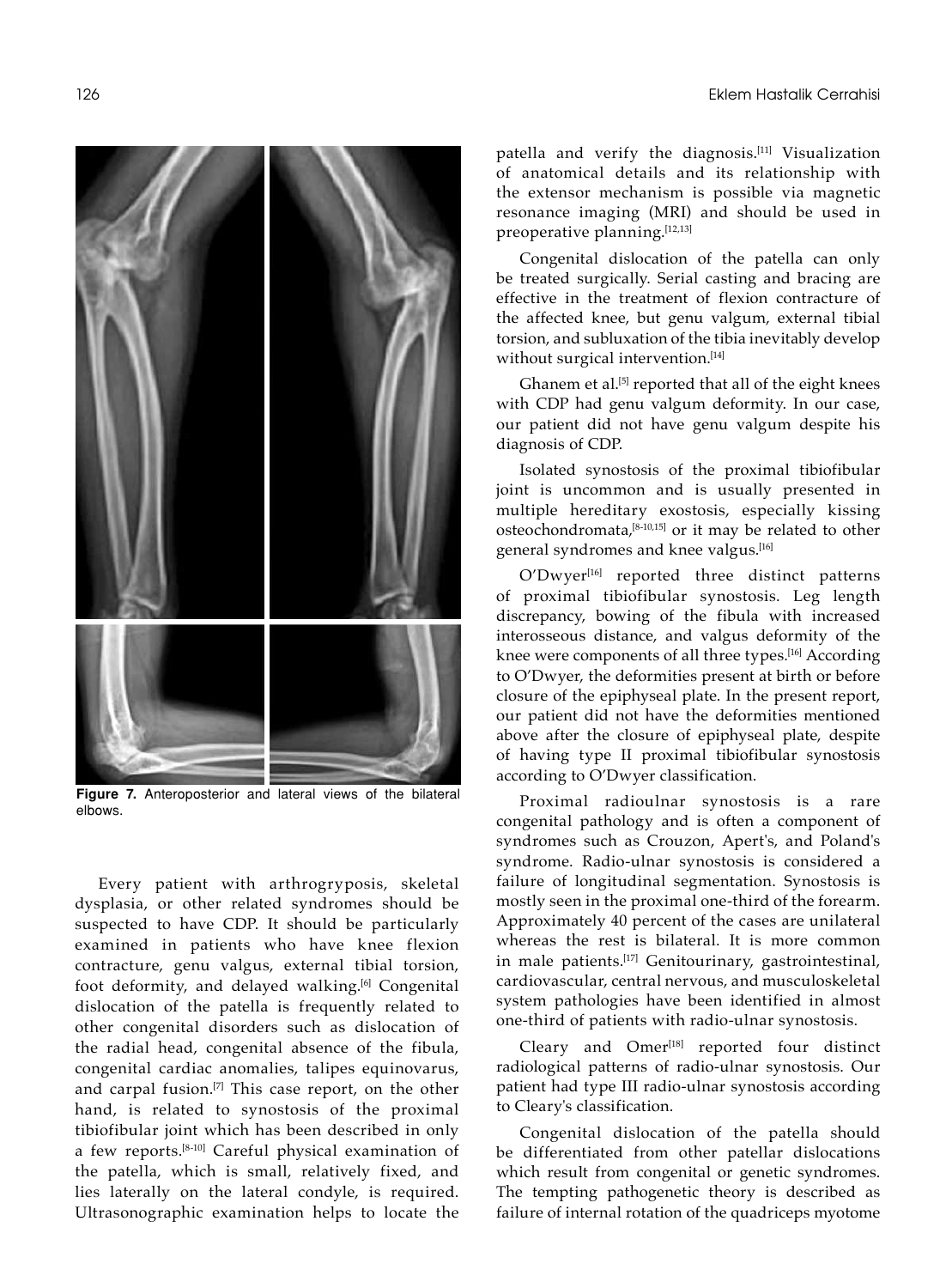**Figure 7.** Anteroposterior and lateral views of the bilateral elbows.

Every patient with arthrogryposis, skeletal dysplasia, or other related syndromes should be suspected to have CDP. It should be particularly examined in patients who have knee flexion contracture, genu valgus, external tibial torsion, foot deformity, and delayed walking.[6] Congenital dislocation of the patella is frequently related to other congenital disorders such as dislocation of the radial head, congenital absence of the fibula, congenital cardiac anomalies, talipes equinovarus, and carpal fusion.[7] This case report, on the other hand, is related to synostosis of the proximal tibiofibular joint which has been described in only a few reports.[8-10] Careful physical examination of the patella, which is small, relatively fixed, and lies laterally on the lateral condyle, is required. Ultrasonographic examination helps to locate the patella and verify the diagnosis.[11] Visualization of anatomical details and its relationship with the extensor mechanism is possible via magnetic resonance imaging (MRI) and should be used in preoperative planning.[12,13]

Congenital dislocation of the patella can only be treated surgically. Serial casting and bracing are effective in the treatment of flexion contracture of the affected knee, but genu valgum, external tibial torsion, and subluxation of the tibia inevitably develop without surgical intervention.[14]

Ghanem et al.[5] reported that all of the eight knees with CDP had genu valgum deformity. In our case, our patient did not have genu valgum despite his diagnosis of CDP.

Isolated synostosis of the proximal tibiofibular joint is uncommon and is usually presented in multiple hereditary exostosis, especially kissing osteochondromata,[8-10,15] or it may be related to other general syndromes and knee valgus.[16]

O'Dwyer[16] reported three distinct patterns of proximal tibiofibular synostosis. Leg length discrepancy, bowing of the fibula with increased interosseous distance, and valgus deformity of the knee were components of all three types.[16] According to O'Dwyer, the deformities present at birth or before closure of the epiphyseal plate. In the present report, our patient did not have the deformities mentioned above after the closure of epiphyseal plate, despite of having type II proximal tibiofibular synostosis according to O'Dwyer classification.

Proximal radioulnar synostosis is a rare congenital pathology and is often a component of syndromes such as Crouzon, Apert's, and Poland's syndrome. Radio-ulnar synostosis is considered a failure of longitudinal segmentation. Synostosis is mostly seen in the proximal one-third of the forearm. Approximately 40 percent of the cases are unilateral whereas the rest is bilateral. It is more common in male patients.[17] Genitourinary, gastrointestinal, cardiovascular, central nervous, and musculoskeletal system pathologies have been identified in almost one-third of patients with radio-ulnar synostosis.

Cleary and Omer[18] reported four distinct radiological patterns of radio-ulnar synostosis. Our patient had type III radio-ulnar synostosis according to Cleary's classification.

Congenital dislocation of the patella should be differentiated from other patellar dislocations which result from congenital or genetic syndromes. The tempting pathogenetic theory is described as failure of internal rotation of the quadriceps myotome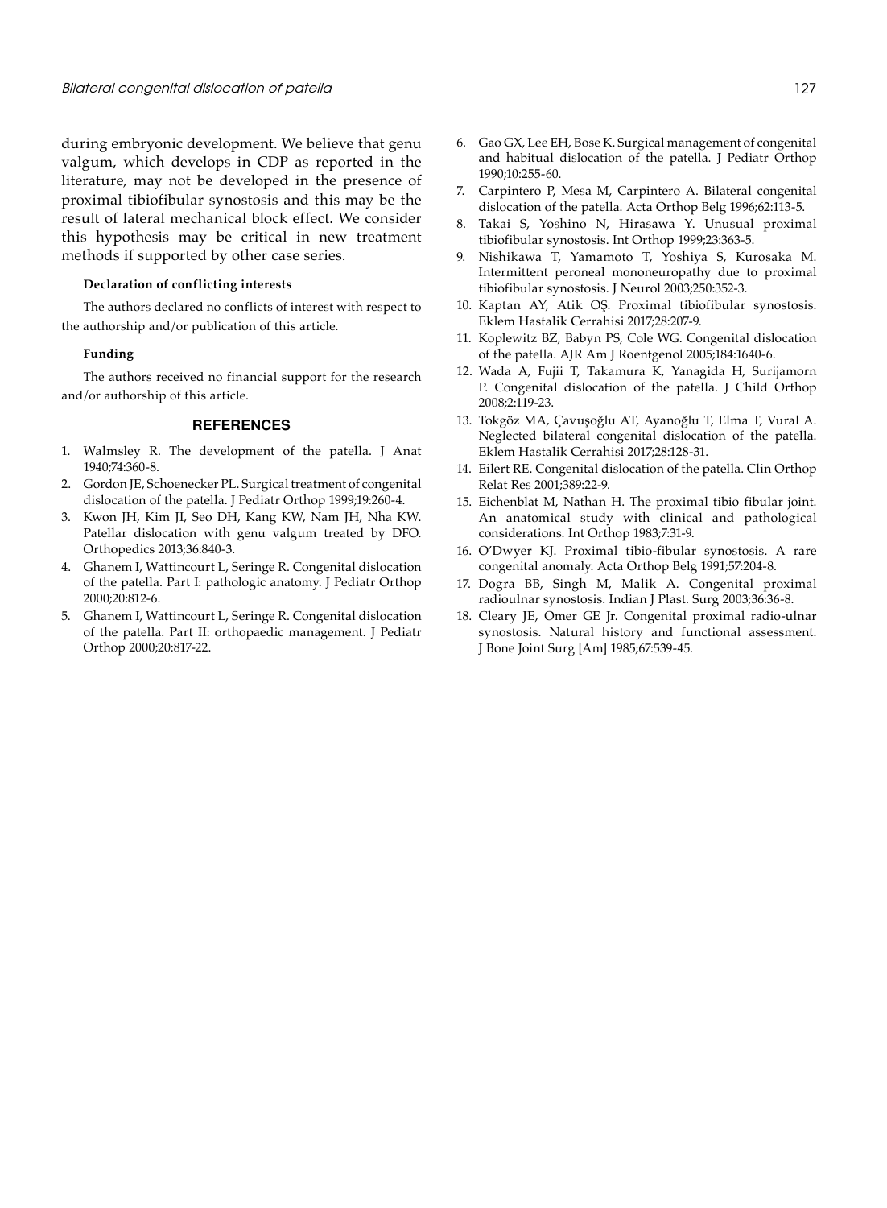during embryonic development. We believe that genu valgum, which develops in CDP as reported in the literature, may not be developed in the presence of proximal tibiofibular synostosis and this may be the result of lateral mechanical block effect. We consider this hypothesis may be critical in new treatment methods if supported by other case series.

**Declaration of conflicting interests**

The authors declared no conflicts of interest with respect to the authorship and/or publication of this article.

**Funding**

The authors received no financial support for the research and/or authorship of this article.

## REFERENCES

1. Walmsley R. The development of the patella. J Anat 1940;74:360-8.
2. Gordon JE, Schoenecker PL. Surgical treatment of congenital dislocation of the patella. J Pediatr Orthop 1999;19:260-4.
3. Kwon JH, Kim JI, Seo DH, Kang KW, Nam JH, Nha KW. Patellar dislocation with genu valgum treated by DFO. Orthopedics 2013;36:840-3.
4. Ghanem I, Wattincourt L, Seringe R. Congenital dislocation of the patella. Part I: pathologic anatomy. J Pediatr Orthop 2000;20:812-6.
5. Ghanem I, Wattincourt L, Seringe R. Congenital dislocation of the patella. Part II: orthopaedic management. J Pediatr Orthop 2000;20:817-22.
6. Gao GX, Lee EH, Bose K. Surgical management of congenital and habitual dislocation of the patella. J Pediatr Orthop 1990;10:255-60.
7. Carpintero P, Mesa M, Carpintero A. Bilateral congenital dislocation of the patella. Acta Orthop Belg 1996;62:113-5.
8. Takai S, Yoshino N, Hirasawa Y. Unusual proximal tibiofibular synostosis. Int Orthop 1999;23:363-5.
9. Nishikawa T, Yamamoto T, Yoshiya S, Kurosaka M. Intermittent peroneal mononeuropathy due to proximal tibiofibular synostosis. J Neurol 2003;250:352-3.
10. Kaptan AY, Atik OŞ. Proximal tibiofibular synostosis. Eklem Hastalik Cerrahisi 2017;28:207-9.
11. Koplewitz BZ, Babyn PS, Cole WG. Congenital dislocation of the patella. AJR Am J Roentgenol 2005;184:1640-6.
12. Wada A, Fujii T, Takamura K, Yanagida H, Surijamorn P. Congenital dislocation of the patella. J Child Orthop 2008;2:119-23.
13. Tokgöz MA, Çavuşoğlu AT, Ayanoğlu T, Elma T, Vural A. Neglected bilateral congenital dislocation of the patella. Eklem Hastalik Cerrahisi 2017;28:128-31.
14. Eilert RE. Congenital dislocation of the patella. Clin Orthop Relat Res 2001;389:22-9.
15. Eichenblat M, Nathan H. The proximal tibio fibular joint. An anatomical study with clinical and pathological considerations. Int Orthop 1983;7:31-9.
16. O'Dwyer KJ. Proximal tibio-fibular synostosis. A rare congenital anomaly. Acta Orthop Belg 1991;57:204-8.
17. Dogra BB, Singh M, Malik A. Congenital proximal radioulnar synostosis. Indian J Plast. Surg 2003;36:36-8.
18. Cleary JE, Omer GE Jr. Congenital proximal radio-ulnar synostosis. Natural history and functional assessment. J Bone Joint Surg [Am] 1985;67:539-45.